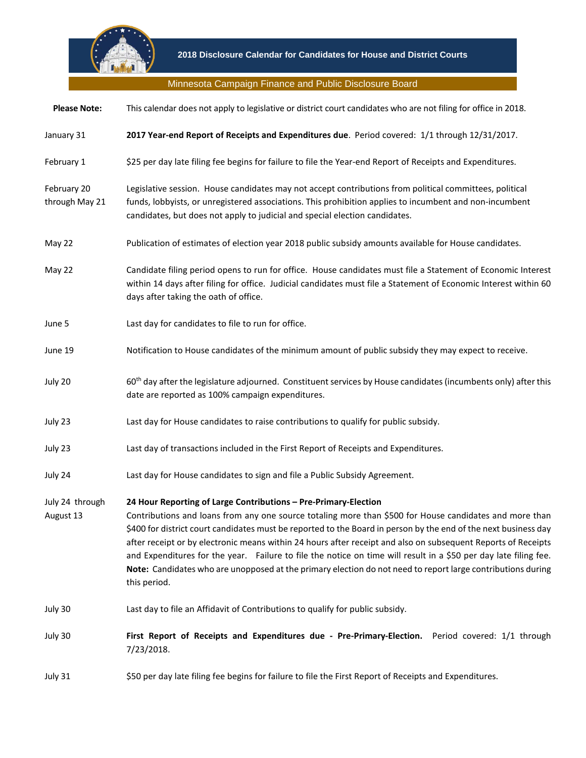# 2018 Disclosure Calendar for Candidates for House and District Courts

## Minnesota Campaign Finance and Public Disclosure Board

| | |
|---|---|
| **Please Note:** | This calendar does not apply to legislative or district court candidates who are not filing for office in 2018. |
| January 31 | **2017 Year-end Report of Receipts and Expenditures due**. Period covered: 1/1 through 12/31/2017. |
| February 1 | $25 per day late filing fee begins for failure to file the Year-end Report of Receipts and Expenditures. |
| February 20 through May 21 | Legislative session. House candidates may not accept contributions from political committees, political funds, lobbyists, or unregistered associations. This prohibition applies to incumbent and non-incumbent candidates, but does not apply to judicial and special election candidates. |
| May 22 | Publication of estimates of election year 2018 public subsidy amounts available for House candidates. |
| May 22 | Candidate filing period opens to run for office. House candidates must file a Statement of Economic Interest within 14 days after filing for office. Judicial candidates must file a Statement of Economic Interest within 60 days after taking the oath of office. |
| June 5 | Last day for candidates to file to run for office. |
| June 19 | Notification to House candidates of the minimum amount of public subsidy they may expect to receive. |
| July 20 | 60th day after the legislature adjourned. Constituent services by House candidates (incumbents only) after this date are reported as 100% campaign expenditures. |
| July 23 | Last day for House candidates to raise contributions to qualify for public subsidy. |
| July 23 | Last day of transactions included in the First Report of Receipts and Expenditures. |
| July 24 | Last day for House candidates to sign and file a Public Subsidy Agreement. |
| July 24 through August 13 | **24 Hour Reporting of Large Contributions – Pre-Primary-Election** Contributions and loans from any one source totaling more than $500 for House candidates and more than $400 for district court candidates must be reported to the Board in person by the end of the next business day after receipt or by electronic means within 24 hours after receipt and also on subsequent Reports of Receipts and Expenditures for the year. Failure to file the notice on time will result in a $50 per day late filing fee. **Note:** Candidates who are unopposed at the primary election do not need to report large contributions during this period. |
| July 30 | Last day to file an Affidavit of Contributions to qualify for public subsidy. |
| July 30 | **First Report of Receipts and Expenditures due - Pre-Primary-Election.** Period covered: 1/1 through 7/23/2018. |
| July 31 | $50 per day late filing fee begins for failure to file the First Report of Receipts and Expenditures. |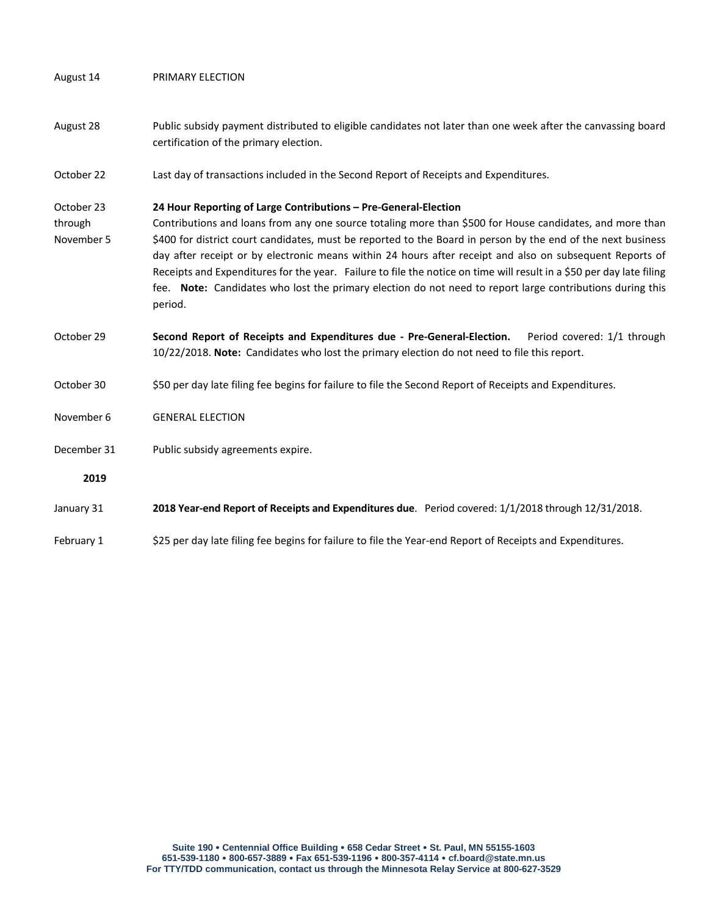| | |
|---|---|
| August 14 | PRIMARY ELECTION |
| August 28 | Public subsidy payment distributed to eligible candidates not later than one week after the canvassing board certification of the primary election. |
| October 22 | Last day of transactions included in the Second Report of Receipts and Expenditures. |
| October 23 through November 5 | **24 Hour Reporting of Large Contributions – Pre-General-Election** Contributions and loans from any one source totaling more than $500 for House candidates, and more than $400 for district court candidates, must be reported to the Board in person by the end of the next business day after receipt or by electronic means within 24 hours after receipt and also on subsequent Reports of Receipts and Expenditures for the year. Failure to file the notice on time will result in a $50 per day late filing fee. **Note:** Candidates who lost the primary election do not need to report large contributions during this period. |
| October 29 | **Second Report of Receipts and Expenditures due - Pre-General-Election.** Period covered: 1/1 through 10/22/2018. **Note:** Candidates who lost the primary election do not need to file this report. |
| October 30 | $50 per day late filing fee begins for failure to file the Second Report of Receipts and Expenditures. |
| November 6 | GENERAL ELECTION |
| December 31 | Public subsidy agreements expire. |
| **2019** | |
| January 31 | **2018 Year-end Report of Receipts and Expenditures due**. Period covered: 1/1/2018 through 12/31/2018. |
| February 1 | $25 per day late filing fee begins for failure to file the Year-end Report of Receipts and Expenditures. |

**Suite 190 • Centennial Office Building • 658 Cedar Street • St. Paul, MN 55155-1603**
**651-539-1180 • 800-657-3889 • Fax 651-539-1196 • 800-357-4114 • cf.board@state.mn.us**
**For TTY/TDD communication, contact us through the Minnesota Relay Service at 800-627-3529**